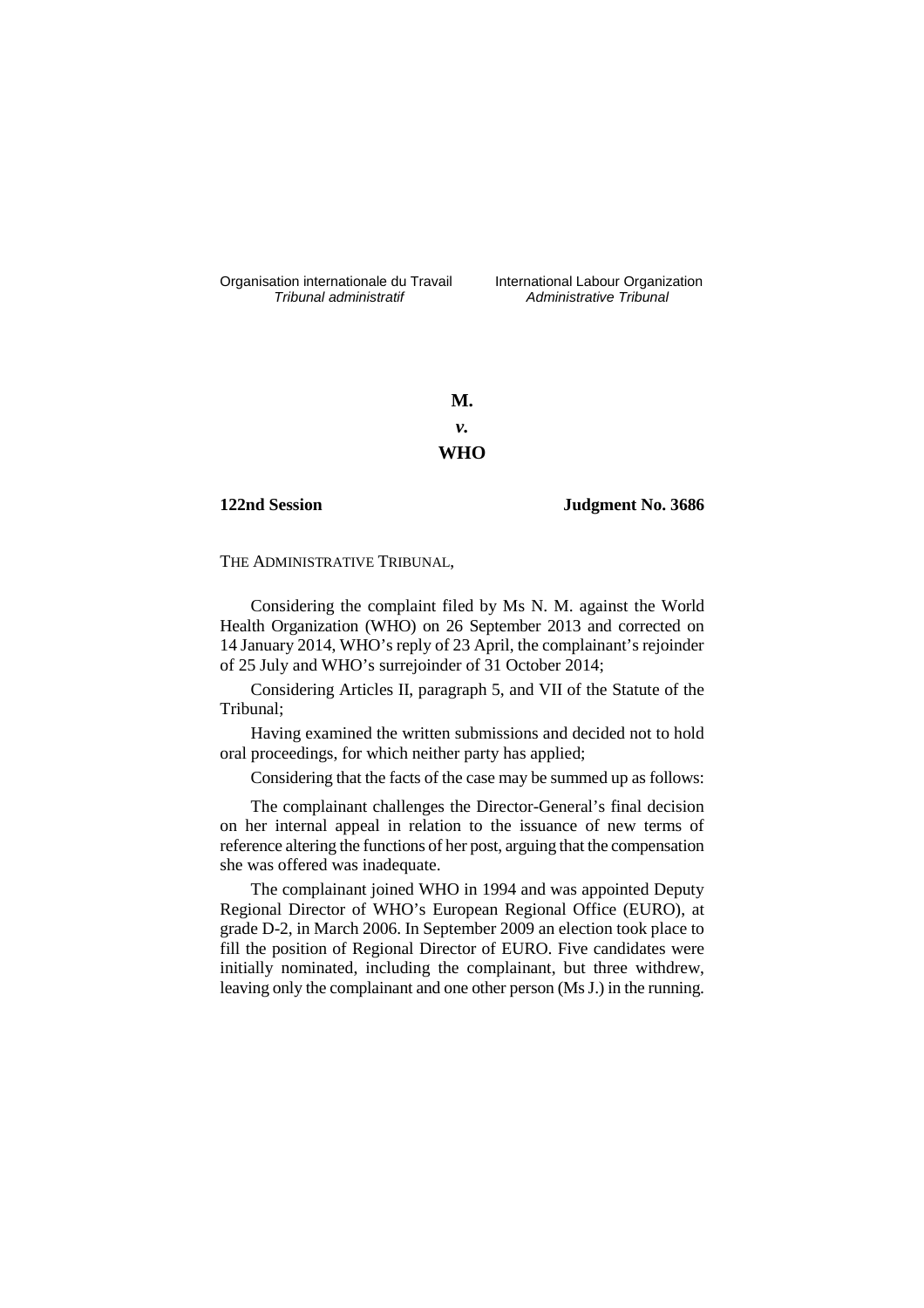Organisation internationale du Travail
*Tribunal administratif*

International Labour Organization
*Administrative Tribunal*

**M.**

***v.***

**WHO**

**122nd Session**

**Judgment No. 3686**

THE ADMINISTRATIVE TRIBUNAL,

Considering the complaint filed by Ms N. M. against the World Health Organization (WHO) on 26 September 2013 and corrected on 14 January 2014, WHO's reply of 23 April, the complainant's rejoinder of 25 July and WHO's surrejoinder of 31 October 2014;

Considering Articles II, paragraph 5, and VII of the Statute of the Tribunal;

Having examined the written submissions and decided not to hold oral proceedings, for which neither party has applied;

Considering that the facts of the case may be summed up as follows:

The complainant challenges the Director-General's final decision on her internal appeal in relation to the issuance of new terms of reference altering the functions of her post, arguing that the compensation she was offered was inadequate.

The complainant joined WHO in 1994 and was appointed Deputy Regional Director of WHO's European Regional Office (EURO), at grade D-2, in March 2006. In September 2009 an election took place to fill the position of Regional Director of EURO. Five candidates were initially nominated, including the complainant, but three withdrew, leaving only the complainant and one other person (Ms J.) in the running.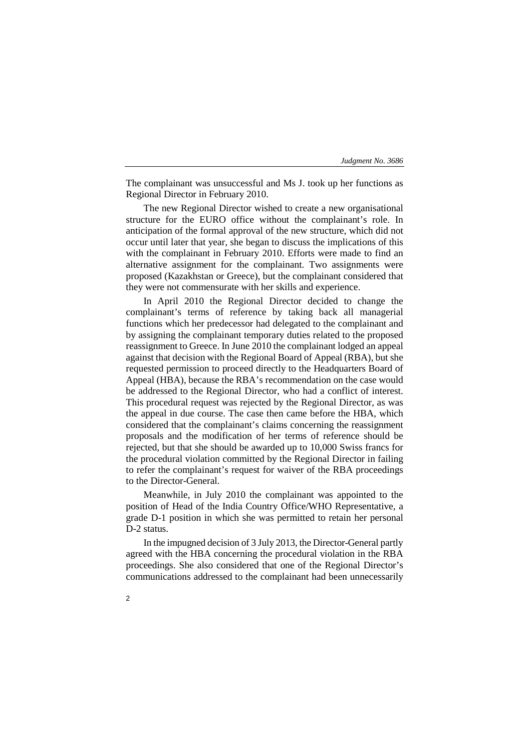The complainant was unsuccessful and Ms J. took up her functions as Regional Director in February 2010.

The new Regional Director wished to create a new organisational structure for the EURO office without the complainant's role. In anticipation of the formal approval of the new structure, which did not occur until later that year, she began to discuss the implications of this with the complainant in February 2010. Efforts were made to find an alternative assignment for the complainant. Two assignments were proposed (Kazakhstan or Greece), but the complainant considered that they were not commensurate with her skills and experience.

In April 2010 the Regional Director decided to change the complainant's terms of reference by taking back all managerial functions which her predecessor had delegated to the complainant and by assigning the complainant temporary duties related to the proposed reassignment to Greece. In June 2010 the complainant lodged an appeal against that decision with the Regional Board of Appeal (RBA), but she requested permission to proceed directly to the Headquarters Board of Appeal (HBA), because the RBA's recommendation on the case would be addressed to the Regional Director, who had a conflict of interest. This procedural request was rejected by the Regional Director, as was the appeal in due course. The case then came before the HBA, which considered that the complainant's claims concerning the reassignment proposals and the modification of her terms of reference should be rejected, but that she should be awarded up to 10,000 Swiss francs for the procedural violation committed by the Regional Director in failing to refer the complainant's request for waiver of the RBA proceedings to the Director-General.

Meanwhile, in July 2010 the complainant was appointed to the position of Head of the India Country Office/WHO Representative, a grade D-1 position in which she was permitted to retain her personal D-2 status.

In the impugned decision of 3 July 2013, the Director-General partly agreed with the HBA concerning the procedural violation in the RBA proceedings. She also considered that one of the Regional Director's communications addressed to the complainant had been unnecessarily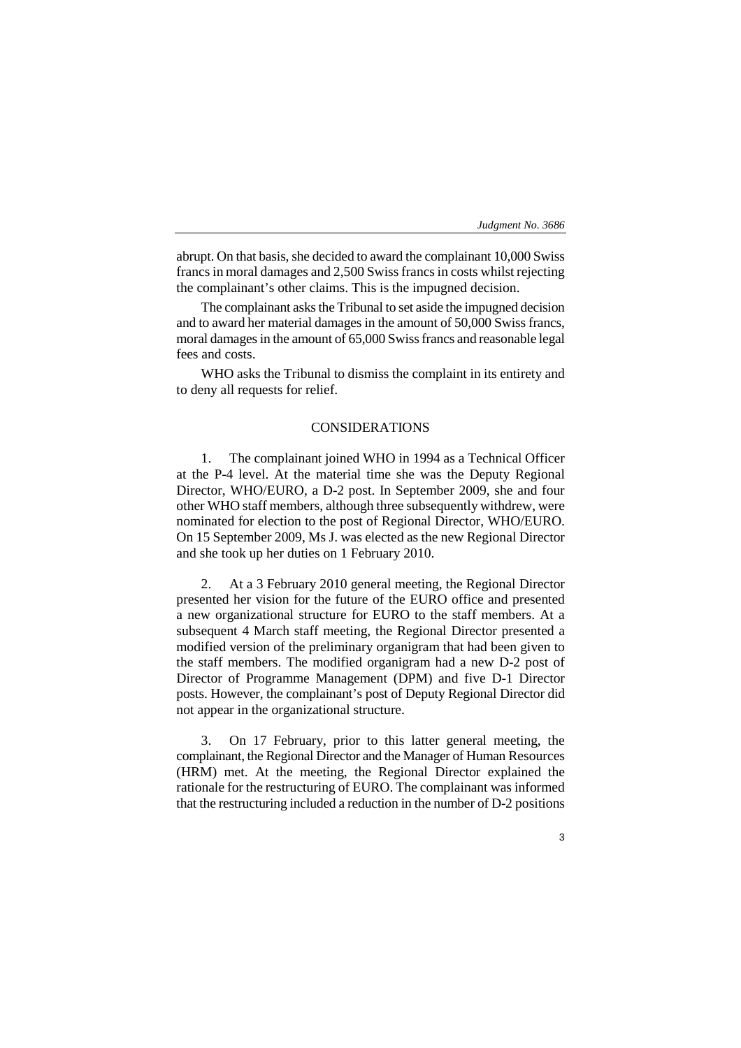abrupt. On that basis, she decided to award the complainant 10,000 Swiss francs in moral damages and 2,500 Swiss francs in costs whilst rejecting the complainant's other claims. This is the impugned decision.

The complainant asks the Tribunal to set aside the impugned decision and to award her material damages in the amount of 50,000 Swiss francs, moral damages in the amount of 65,000 Swiss francs and reasonable legal fees and costs.

WHO asks the Tribunal to dismiss the complaint in its entirety and to deny all requests for relief.

## CONSIDERATIONS

1. The complainant joined WHO in 1994 as a Technical Officer at the P-4 level. At the material time she was the Deputy Regional Director, WHO/EURO, a D-2 post. In September 2009, she and four other WHO staff members, although three subsequently withdrew, were nominated for election to the post of Regional Director, WHO/EURO. On 15 September 2009, Ms J. was elected as the new Regional Director and she took up her duties on 1 February 2010.

2. At a 3 February 2010 general meeting, the Regional Director presented her vision for the future of the EURO office and presented a new organizational structure for EURO to the staff members. At a subsequent 4 March staff meeting, the Regional Director presented a modified version of the preliminary organigram that had been given to the staff members. The modified organigram had a new D-2 post of Director of Programme Management (DPM) and five D-1 Director posts. However, the complainant's post of Deputy Regional Director did not appear in the organizational structure.

3. On 17 February, prior to this latter general meeting, the complainant, the Regional Director and the Manager of Human Resources (HRM) met. At the meeting, the Regional Director explained the rationale for the restructuring of EURO. The complainant was informed that the restructuring included a reduction in the number of D-2 positions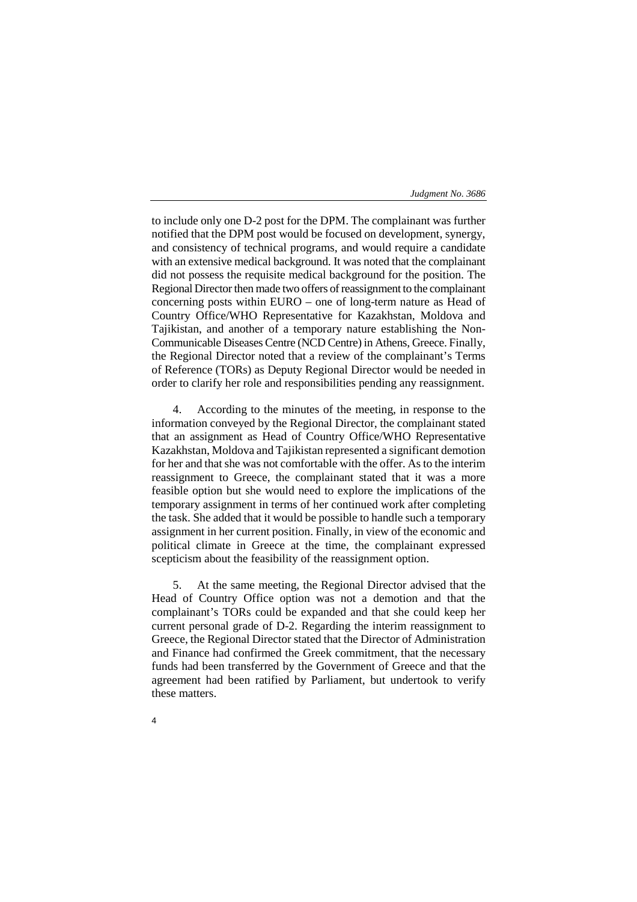to include only one D-2 post for the DPM. The complainant was further notified that the DPM post would be focused on development, synergy, and consistency of technical programs, and would require a candidate with an extensive medical background. It was noted that the complainant did not possess the requisite medical background for the position. The Regional Director then made two offers of reassignment to the complainant concerning posts within EURO – one of long-term nature as Head of Country Office/WHO Representative for Kazakhstan, Moldova and Tajikistan, and another of a temporary nature establishing the Non-Communicable Diseases Centre (NCD Centre) in Athens, Greece. Finally, the Regional Director noted that a review of the complainant's Terms of Reference (TORs) as Deputy Regional Director would be needed in order to clarify her role and responsibilities pending any reassignment.

4. According to the minutes of the meeting, in response to the information conveyed by the Regional Director, the complainant stated that an assignment as Head of Country Office/WHO Representative Kazakhstan, Moldova and Tajikistan represented a significant demotion for her and that she was not comfortable with the offer. As to the interim reassignment to Greece, the complainant stated that it was a more feasible option but she would need to explore the implications of the temporary assignment in terms of her continued work after completing the task. She added that it would be possible to handle such a temporary assignment in her current position. Finally, in view of the economic and political climate in Greece at the time, the complainant expressed scepticism about the feasibility of the reassignment option.

5. At the same meeting, the Regional Director advised that the Head of Country Office option was not a demotion and that the complainant's TORs could be expanded and that she could keep her current personal grade of D-2. Regarding the interim reassignment to Greece, the Regional Director stated that the Director of Administration and Finance had confirmed the Greek commitment, that the necessary funds had been transferred by the Government of Greece and that the agreement had been ratified by Parliament, but undertook to verify these matters.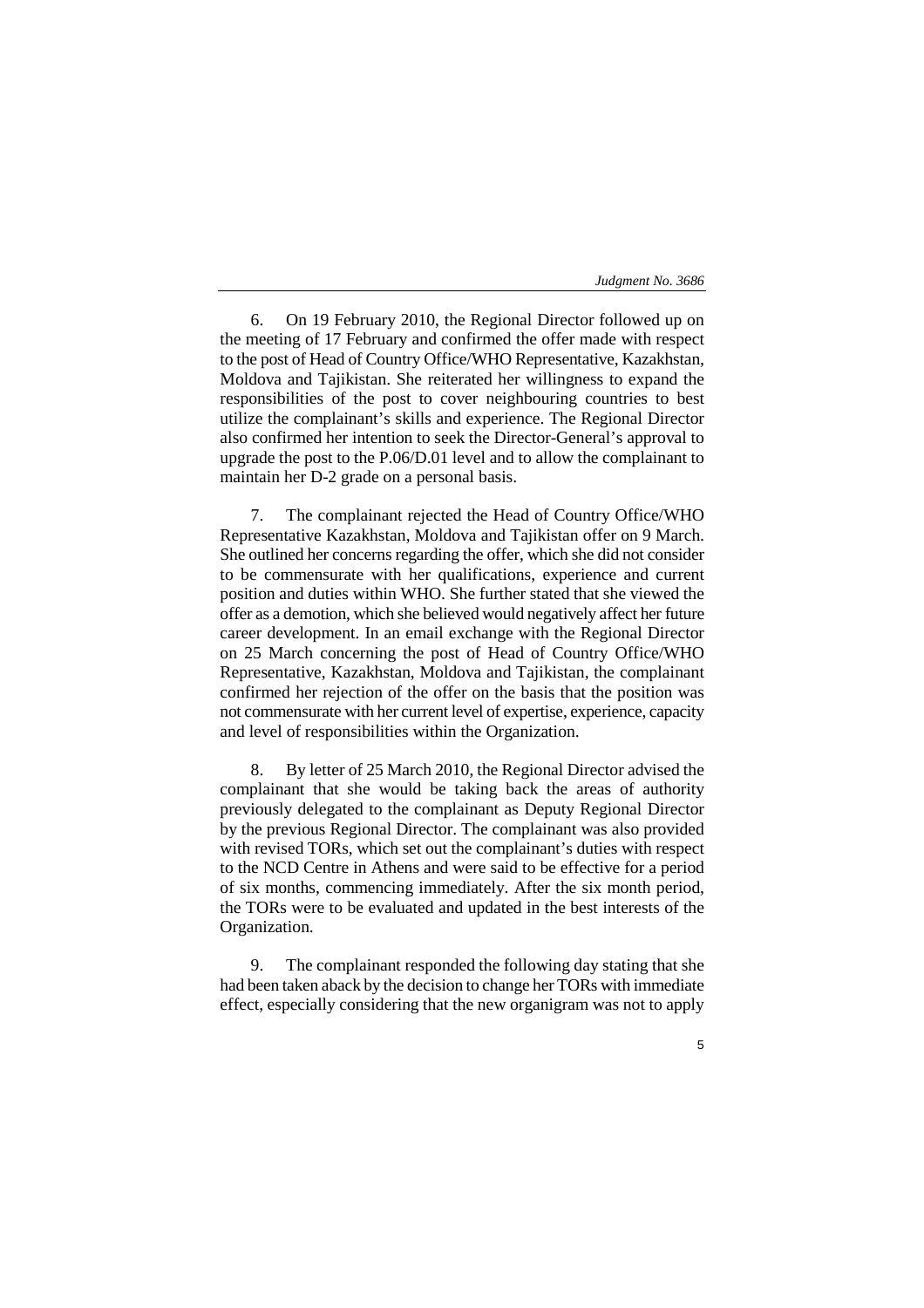6. On 19 February 2010, the Regional Director followed up on the meeting of 17 February and confirmed the offer made with respect to the post of Head of Country Office/WHO Representative, Kazakhstan, Moldova and Tajikistan. She reiterated her willingness to expand the responsibilities of the post to cover neighbouring countries to best utilize the complainant's skills and experience. The Regional Director also confirmed her intention to seek the Director-General's approval to upgrade the post to the P.06/D.01 level and to allow the complainant to maintain her D-2 grade on a personal basis.

7. The complainant rejected the Head of Country Office/WHO Representative Kazakhstan, Moldova and Tajikistan offer on 9 March. She outlined her concerns regarding the offer, which she did not consider to be commensurate with her qualifications, experience and current position and duties within WHO. She further stated that she viewed the offer as a demotion, which she believed would negatively affect her future career development. In an email exchange with the Regional Director on 25 March concerning the post of Head of Country Office/WHO Representative, Kazakhstan, Moldova and Tajikistan, the complainant confirmed her rejection of the offer on the basis that the position was not commensurate with her current level of expertise, experience, capacity and level of responsibilities within the Organization.

8. By letter of 25 March 2010, the Regional Director advised the complainant that she would be taking back the areas of authority previously delegated to the complainant as Deputy Regional Director by the previous Regional Director. The complainant was also provided with revised TORs, which set out the complainant's duties with respect to the NCD Centre in Athens and were said to be effective for a period of six months, commencing immediately. After the six month period, the TORs were to be evaluated and updated in the best interests of the Organization.

9. The complainant responded the following day stating that she had been taken aback by the decision to change her TORs with immediate effect, especially considering that the new organigram was not to apply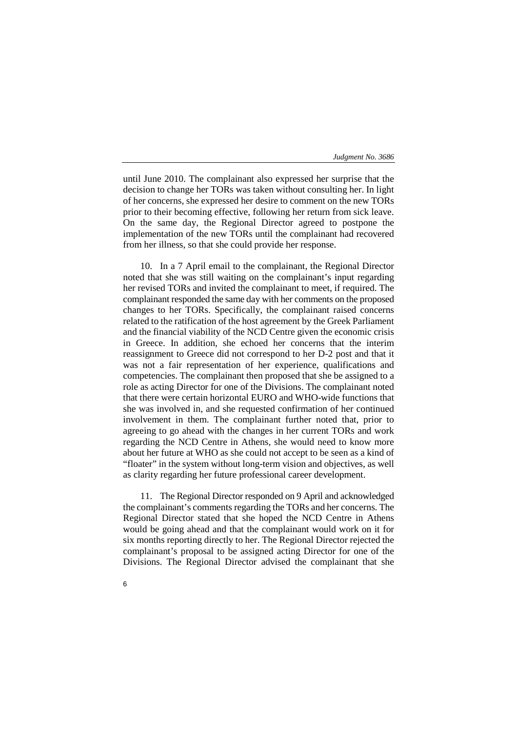until June 2010. The complainant also expressed her surprise that the decision to change her TORs was taken without consulting her. In light of her concerns, she expressed her desire to comment on the new TORs prior to their becoming effective, following her return from sick leave. On the same day, the Regional Director agreed to postpone the implementation of the new TORs until the complainant had recovered from her illness, so that she could provide her response.

10. In a 7 April email to the complainant, the Regional Director noted that she was still waiting on the complainant's input regarding her revised TORs and invited the complainant to meet, if required. The complainant responded the same day with her comments on the proposed changes to her TORs. Specifically, the complainant raised concerns related to the ratification of the host agreement by the Greek Parliament and the financial viability of the NCD Centre given the economic crisis in Greece. In addition, she echoed her concerns that the interim reassignment to Greece did not correspond to her D-2 post and that it was not a fair representation of her experience, qualifications and competencies. The complainant then proposed that she be assigned to a role as acting Director for one of the Divisions. The complainant noted that there were certain horizontal EURO and WHO-wide functions that she was involved in, and she requested confirmation of her continued involvement in them. The complainant further noted that, prior to agreeing to go ahead with the changes in her current TORs and work regarding the NCD Centre in Athens, she would need to know more about her future at WHO as she could not accept to be seen as a kind of "floater" in the system without long-term vision and objectives, as well as clarity regarding her future professional career development.

11. The Regional Director responded on 9 April and acknowledged the complainant's comments regarding the TORs and her concerns. The Regional Director stated that she hoped the NCD Centre in Athens would be going ahead and that the complainant would work on it for six months reporting directly to her. The Regional Director rejected the complainant's proposal to be assigned acting Director for one of the Divisions. The Regional Director advised the complainant that she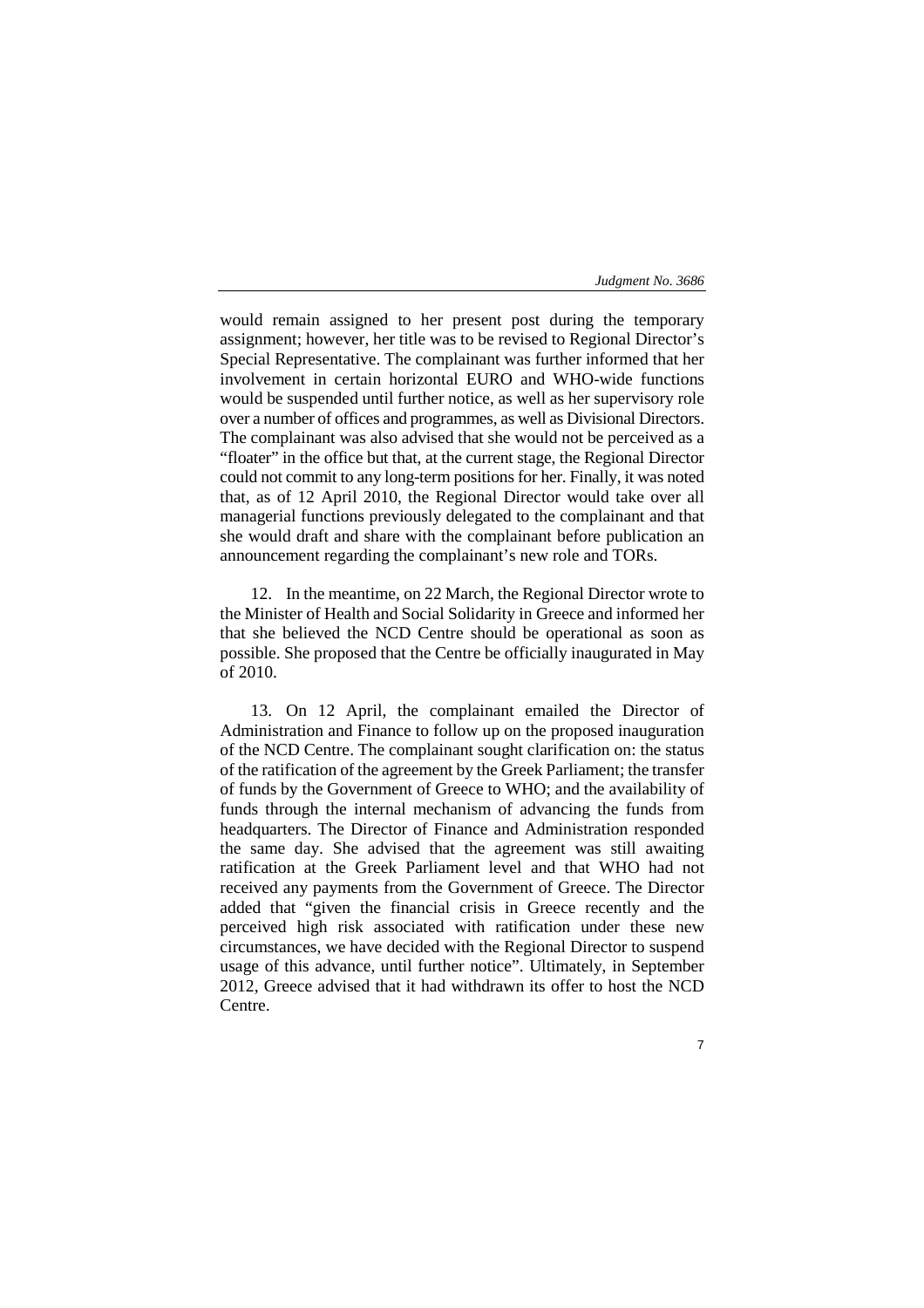would remain assigned to her present post during the temporary assignment; however, her title was to be revised to Regional Director's Special Representative. The complainant was further informed that her involvement in certain horizontal EURO and WHO-wide functions would be suspended until further notice, as well as her supervisory role over a number of offices and programmes, as well as Divisional Directors. The complainant was also advised that she would not be perceived as a "floater" in the office but that, at the current stage, the Regional Director could not commit to any long-term positions for her. Finally, it was noted that, as of 12 April 2010, the Regional Director would take over all managerial functions previously delegated to the complainant and that she would draft and share with the complainant before publication an announcement regarding the complainant's new role and TORs.

12. In the meantime, on 22 March, the Regional Director wrote to the Minister of Health and Social Solidarity in Greece and informed her that she believed the NCD Centre should be operational as soon as possible. She proposed that the Centre be officially inaugurated in May of 2010.

13. On 12 April, the complainant emailed the Director of Administration and Finance to follow up on the proposed inauguration of the NCD Centre. The complainant sought clarification on: the status of the ratification of the agreement by the Greek Parliament; the transfer of funds by the Government of Greece to WHO; and the availability of funds through the internal mechanism of advancing the funds from headquarters. The Director of Finance and Administration responded the same day. She advised that the agreement was still awaiting ratification at the Greek Parliament level and that WHO had not received any payments from the Government of Greece. The Director added that "given the financial crisis in Greece recently and the perceived high risk associated with ratification under these new circumstances, we have decided with the Regional Director to suspend usage of this advance, until further notice". Ultimately, in September 2012, Greece advised that it had withdrawn its offer to host the NCD Centre.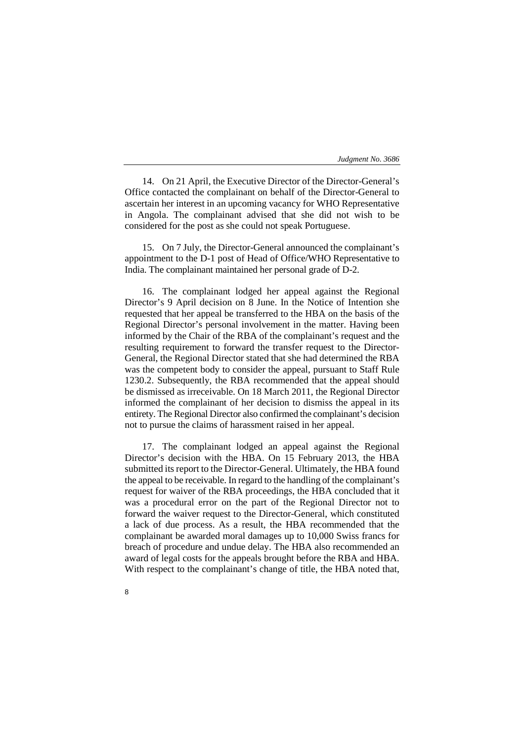14. On 21 April, the Executive Director of the Director-General's Office contacted the complainant on behalf of the Director-General to ascertain her interest in an upcoming vacancy for WHO Representative in Angola. The complainant advised that she did not wish to be considered for the post as she could not speak Portuguese.

15. On 7 July, the Director-General announced the complainant's appointment to the D-1 post of Head of Office/WHO Representative to India. The complainant maintained her personal grade of D-2.

16. The complainant lodged her appeal against the Regional Director's 9 April decision on 8 June. In the Notice of Intention she requested that her appeal be transferred to the HBA on the basis of the Regional Director's personal involvement in the matter. Having been informed by the Chair of the RBA of the complainant's request and the resulting requirement to forward the transfer request to the Director-General, the Regional Director stated that she had determined the RBA was the competent body to consider the appeal, pursuant to Staff Rule 1230.2. Subsequently, the RBA recommended that the appeal should be dismissed as irreceivable. On 18 March 2011, the Regional Director informed the complainant of her decision to dismiss the appeal in its entirety. The Regional Director also confirmed the complainant's decision not to pursue the claims of harassment raised in her appeal.

17. The complainant lodged an appeal against the Regional Director's decision with the HBA. On 15 February 2013, the HBA submitted its report to the Director-General. Ultimately, the HBA found the appeal to be receivable. In regard to the handling of the complainant's request for waiver of the RBA proceedings, the HBA concluded that it was a procedural error on the part of the Regional Director not to forward the waiver request to the Director-General, which constituted a lack of due process. As a result, the HBA recommended that the complainant be awarded moral damages up to 10,000 Swiss francs for breach of procedure and undue delay. The HBA also recommended an award of legal costs for the appeals brought before the RBA and HBA. With respect to the complainant's change of title, the HBA noted that,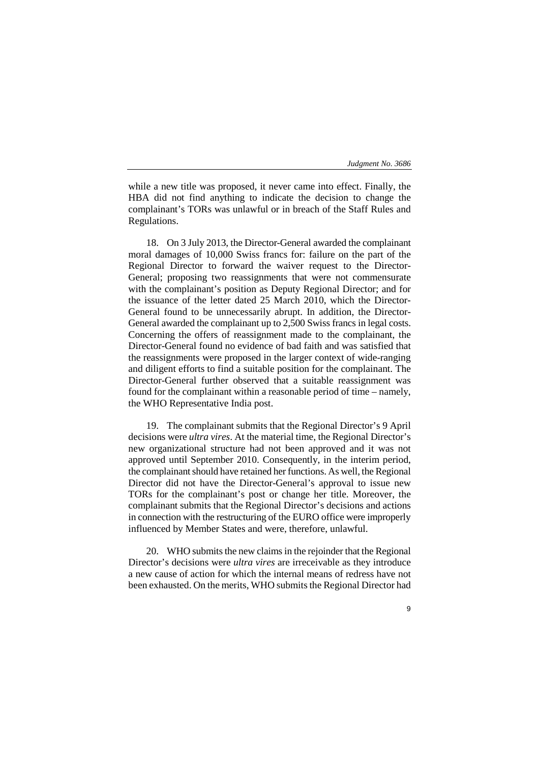while a new title was proposed, it never came into effect. Finally, the HBA did not find anything to indicate the decision to change the complainant's TORs was unlawful or in breach of the Staff Rules and Regulations.

18. On 3 July 2013, the Director-General awarded the complainant moral damages of 10,000 Swiss francs for: failure on the part of the Regional Director to forward the waiver request to the Director-General; proposing two reassignments that were not commensurate with the complainant's position as Deputy Regional Director; and for the issuance of the letter dated 25 March 2010, which the Director-General found to be unnecessarily abrupt. In addition, the Director-General awarded the complainant up to 2,500 Swiss francs in legal costs. Concerning the offers of reassignment made to the complainant, the Director-General found no evidence of bad faith and was satisfied that the reassignments were proposed in the larger context of wide-ranging and diligent efforts to find a suitable position for the complainant. The Director-General further observed that a suitable reassignment was found for the complainant within a reasonable period of time – namely, the WHO Representative India post.

19. The complainant submits that the Regional Director's 9 April decisions were *ultra vires*. At the material time, the Regional Director's new organizational structure had not been approved and it was not approved until September 2010. Consequently, in the interim period, the complainant should have retained her functions. As well, the Regional Director did not have the Director-General's approval to issue new TORs for the complainant's post or change her title. Moreover, the complainant submits that the Regional Director's decisions and actions in connection with the restructuring of the EURO office were improperly influenced by Member States and were, therefore, unlawful.

20. WHO submits the new claims in the rejoinder that the Regional Director's decisions were *ultra vires* are irreceivable as they introduce a new cause of action for which the internal means of redress have not been exhausted. On the merits, WHO submits the Regional Director had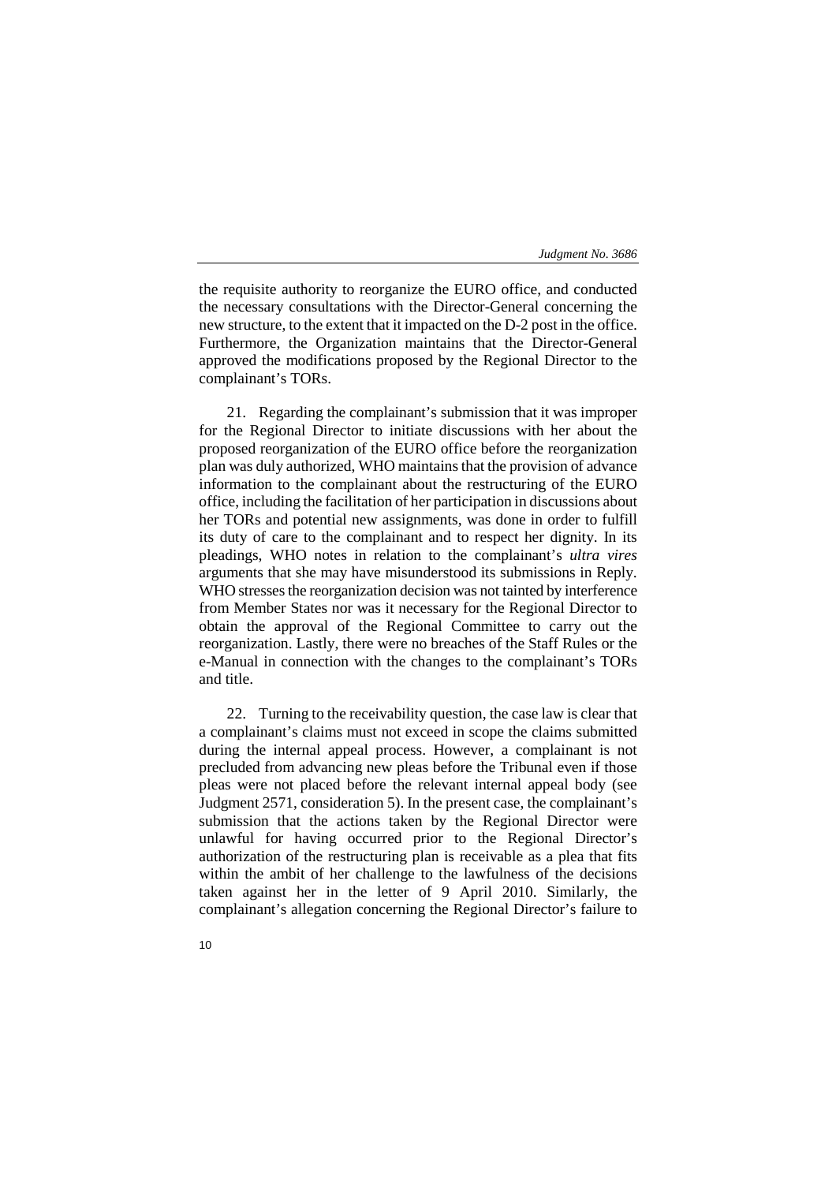the requisite authority to reorganize the EURO office, and conducted the necessary consultations with the Director-General concerning the new structure, to the extent that it impacted on the D-2 post in the office. Furthermore, the Organization maintains that the Director-General approved the modifications proposed by the Regional Director to the complainant's TORs.

21. Regarding the complainant's submission that it was improper for the Regional Director to initiate discussions with her about the proposed reorganization of the EURO office before the reorganization plan was duly authorized, WHO maintains that the provision of advance information to the complainant about the restructuring of the EURO office, including the facilitation of her participation in discussions about her TORs and potential new assignments, was done in order to fulfill its duty of care to the complainant and to respect her dignity. In its pleadings, WHO notes in relation to the complainant's *ultra vires* arguments that she may have misunderstood its submissions in Reply. WHO stresses the reorganization decision was not tainted by interference from Member States nor was it necessary for the Regional Director to obtain the approval of the Regional Committee to carry out the reorganization. Lastly, there were no breaches of the Staff Rules or the e-Manual in connection with the changes to the complainant's TORs and title.

22. Turning to the receivability question, the case law is clear that a complainant's claims must not exceed in scope the claims submitted during the internal appeal process. However, a complainant is not precluded from advancing new pleas before the Tribunal even if those pleas were not placed before the relevant internal appeal body (see Judgment 2571, consideration 5). In the present case, the complainant's submission that the actions taken by the Regional Director were unlawful for having occurred prior to the Regional Director's authorization of the restructuring plan is receivable as a plea that fits within the ambit of her challenge to the lawfulness of the decisions taken against her in the letter of 9 April 2010. Similarly, the complainant's allegation concerning the Regional Director's failure to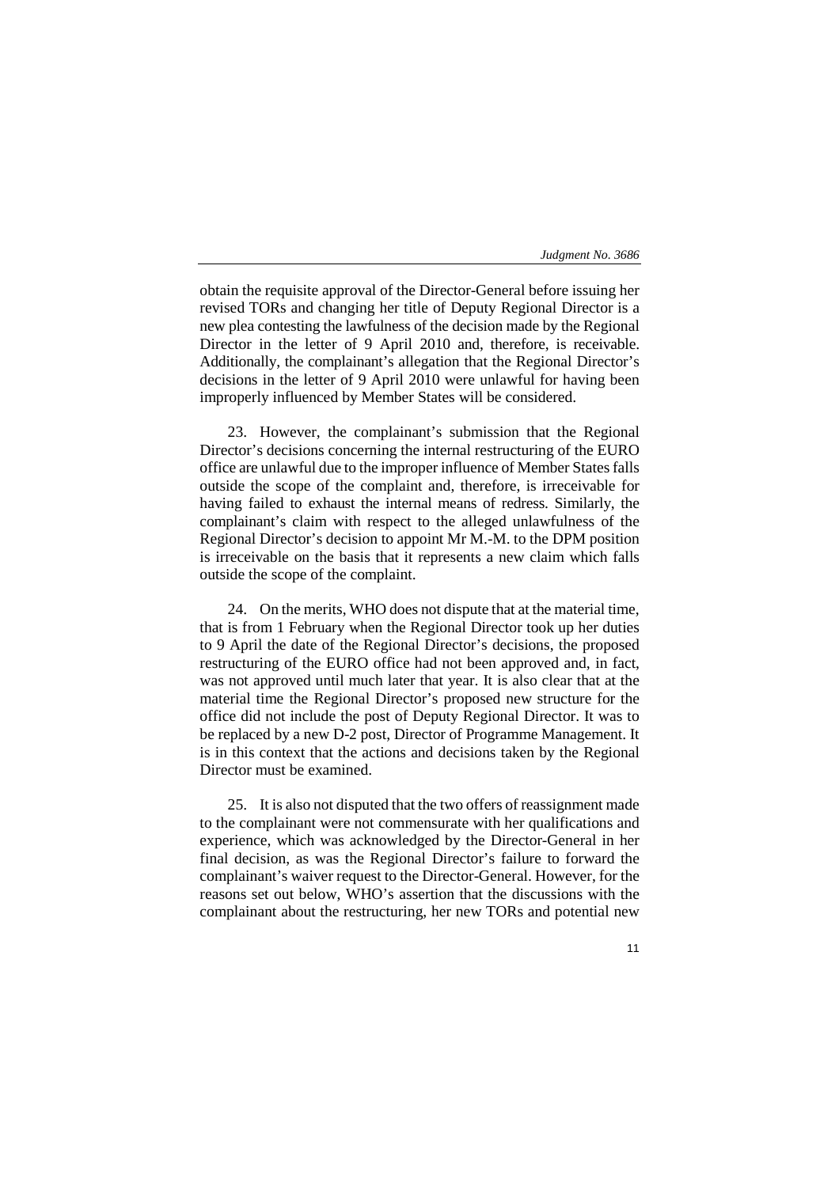obtain the requisite approval of the Director-General before issuing her revised TORs and changing her title of Deputy Regional Director is a new plea contesting the lawfulness of the decision made by the Regional Director in the letter of 9 April 2010 and, therefore, is receivable. Additionally, the complainant's allegation that the Regional Director's decisions in the letter of 9 April 2010 were unlawful for having been improperly influenced by Member States will be considered.

23. However, the complainant's submission that the Regional Director's decisions concerning the internal restructuring of the EURO office are unlawful due to the improper influence of Member States falls outside the scope of the complaint and, therefore, is irreceivable for having failed to exhaust the internal means of redress. Similarly, the complainant's claim with respect to the alleged unlawfulness of the Regional Director's decision to appoint Mr M.-M. to the DPM position is irreceivable on the basis that it represents a new claim which falls outside the scope of the complaint.

24. On the merits, WHO does not dispute that at the material time, that is from 1 February when the Regional Director took up her duties to 9 April the date of the Regional Director's decisions, the proposed restructuring of the EURO office had not been approved and, in fact, was not approved until much later that year. It is also clear that at the material time the Regional Director's proposed new structure for the office did not include the post of Deputy Regional Director. It was to be replaced by a new D-2 post, Director of Programme Management. It is in this context that the actions and decisions taken by the Regional Director must be examined.

25. It is also not disputed that the two offers of reassignment made to the complainant were not commensurate with her qualifications and experience, which was acknowledged by the Director-General in her final decision, as was the Regional Director's failure to forward the complainant's waiver request to the Director-General. However, for the reasons set out below, WHO's assertion that the discussions with the complainant about the restructuring, her new TORs and potential new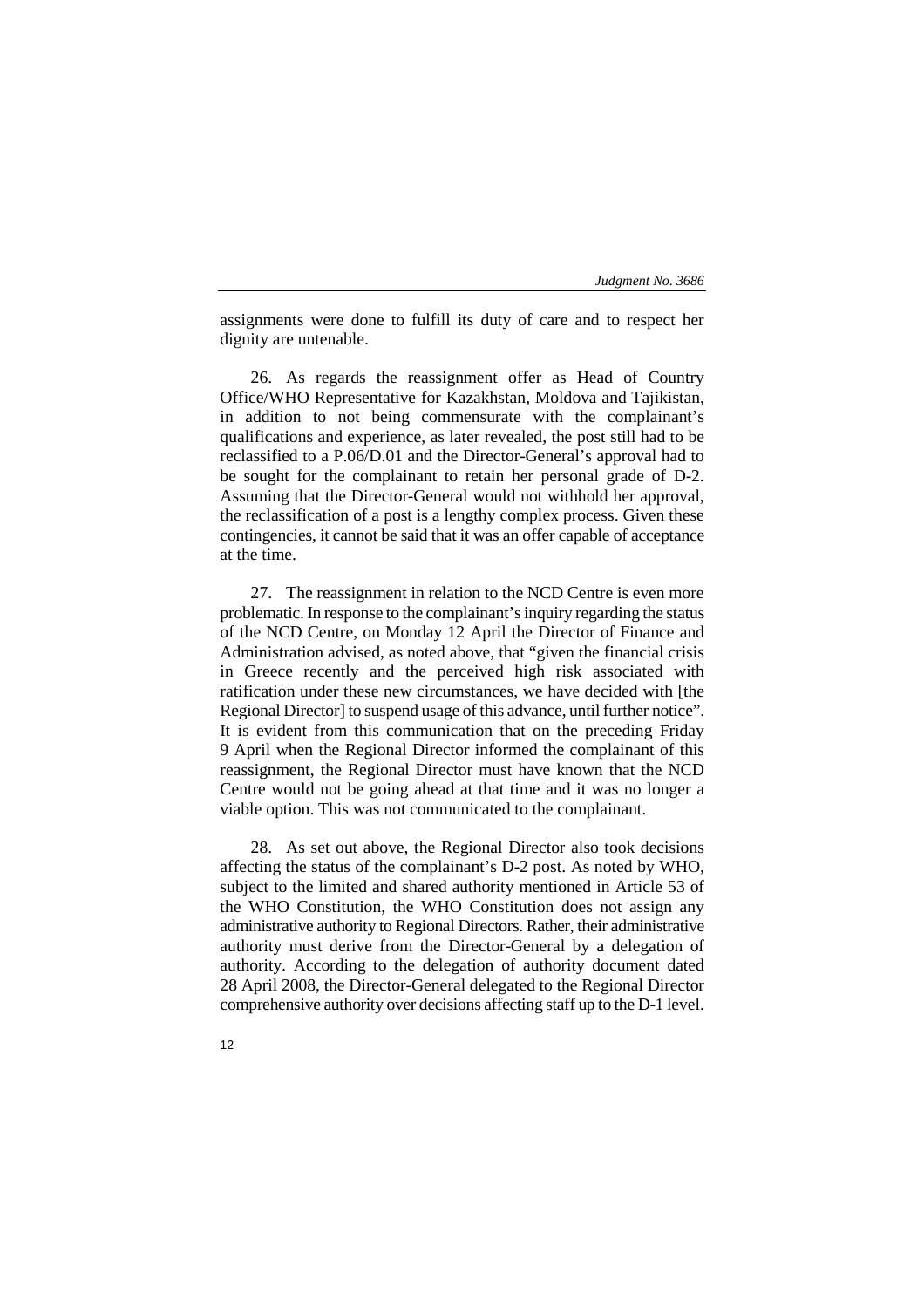assignments were done to fulfill its duty of care and to respect her dignity are untenable.

26. As regards the reassignment offer as Head of Country Office/WHO Representative for Kazakhstan, Moldova and Tajikistan, in addition to not being commensurate with the complainant's qualifications and experience, as later revealed, the post still had to be reclassified to a P.06/D.01 and the Director-General's approval had to be sought for the complainant to retain her personal grade of D-2. Assuming that the Director-General would not withhold her approval, the reclassification of a post is a lengthy complex process. Given these contingencies, it cannot be said that it was an offer capable of acceptance at the time.

27. The reassignment in relation to the NCD Centre is even more problematic. In response to the complainant's inquiry regarding the status of the NCD Centre, on Monday 12 April the Director of Finance and Administration advised, as noted above, that "given the financial crisis in Greece recently and the perceived high risk associated with ratification under these new circumstances, we have decided with [the Regional Director] to suspend usage of this advance, until further notice". It is evident from this communication that on the preceding Friday 9 April when the Regional Director informed the complainant of this reassignment, the Regional Director must have known that the NCD Centre would not be going ahead at that time and it was no longer a viable option. This was not communicated to the complainant.

28. As set out above, the Regional Director also took decisions affecting the status of the complainant's D-2 post. As noted by WHO, subject to the limited and shared authority mentioned in Article 53 of the WHO Constitution, the WHO Constitution does not assign any administrative authority to Regional Directors. Rather, their administrative authority must derive from the Director-General by a delegation of authority. According to the delegation of authority document dated 28 April 2008, the Director-General delegated to the Regional Director comprehensive authority over decisions affecting staff up to the D-1 level.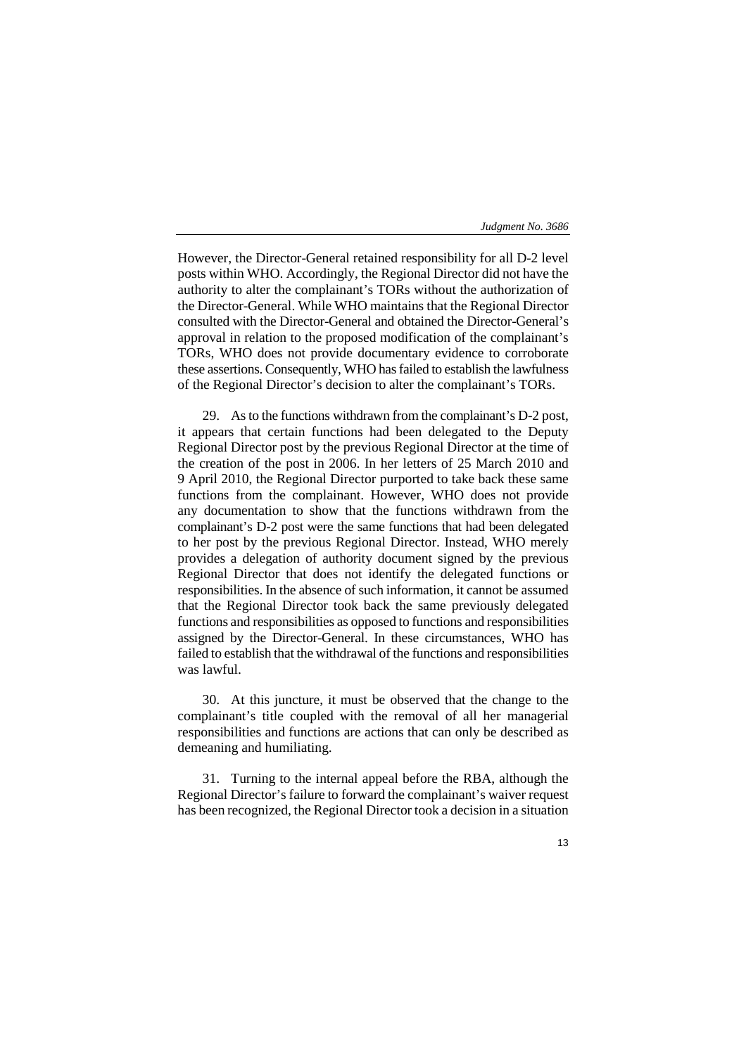However, the Director-General retained responsibility for all D-2 level posts within WHO. Accordingly, the Regional Director did not have the authority to alter the complainant's TORs without the authorization of the Director-General. While WHO maintains that the Regional Director consulted with the Director-General and obtained the Director-General's approval in relation to the proposed modification of the complainant's TORs, WHO does not provide documentary evidence to corroborate these assertions. Consequently, WHO has failed to establish the lawfulness of the Regional Director's decision to alter the complainant's TORs.

29. As to the functions withdrawn from the complainant's D-2 post, it appears that certain functions had been delegated to the Deputy Regional Director post by the previous Regional Director at the time of the creation of the post in 2006. In her letters of 25 March 2010 and 9 April 2010, the Regional Director purported to take back these same functions from the complainant. However, WHO does not provide any documentation to show that the functions withdrawn from the complainant's D-2 post were the same functions that had been delegated to her post by the previous Regional Director. Instead, WHO merely provides a delegation of authority document signed by the previous Regional Director that does not identify the delegated functions or responsibilities. In the absence of such information, it cannot be assumed that the Regional Director took back the same previously delegated functions and responsibilities as opposed to functions and responsibilities assigned by the Director-General. In these circumstances, WHO has failed to establish that the withdrawal of the functions and responsibilities was lawful.

30. At this juncture, it must be observed that the change to the complainant's title coupled with the removal of all her managerial responsibilities and functions are actions that can only be described as demeaning and humiliating.

31. Turning to the internal appeal before the RBA, although the Regional Director's failure to forward the complainant's waiver request has been recognized, the Regional Director took a decision in a situation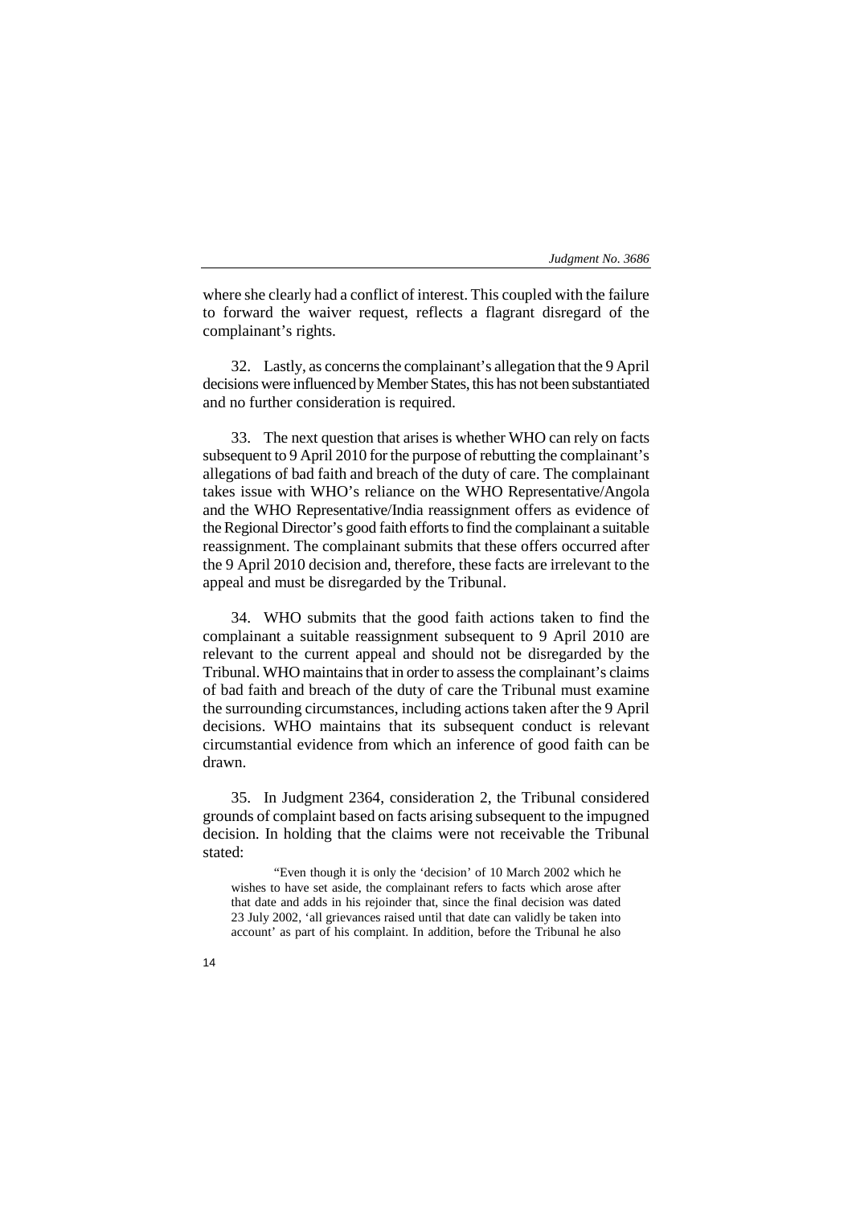where she clearly had a conflict of interest. This coupled with the failure to forward the waiver request, reflects a flagrant disregard of the complainant's rights.

32. Lastly, as concerns the complainant's allegation that the 9 April decisions were influenced by Member States, this has not been substantiated and no further consideration is required.

33. The next question that arises is whether WHO can rely on facts subsequent to 9 April 2010 for the purpose of rebutting the complainant's allegations of bad faith and breach of the duty of care. The complainant takes issue with WHO's reliance on the WHO Representative/Angola and the WHO Representative/India reassignment offers as evidence of the Regional Director's good faith efforts to find the complainant a suitable reassignment. The complainant submits that these offers occurred after the 9 April 2010 decision and, therefore, these facts are irrelevant to the appeal and must be disregarded by the Tribunal.

34. WHO submits that the good faith actions taken to find the complainant a suitable reassignment subsequent to 9 April 2010 are relevant to the current appeal and should not be disregarded by the Tribunal. WHO maintains that in order to assess the complainant's claims of bad faith and breach of the duty of care the Tribunal must examine the surrounding circumstances, including actions taken after the 9 April decisions. WHO maintains that its subsequent conduct is relevant circumstantial evidence from which an inference of good faith can be drawn.

35. In Judgment 2364, consideration 2, the Tribunal considered grounds of complaint based on facts arising subsequent to the impugned decision. In holding that the claims were not receivable the Tribunal stated:

> "Even though it is only the 'decision' of 10 March 2002 which he wishes to have set aside, the complainant refers to facts which arose after that date and adds in his rejoinder that, since the final decision was dated 23 July 2002, 'all grievances raised until that date can validly be taken into account' as part of his complaint. In addition, before the Tribunal he also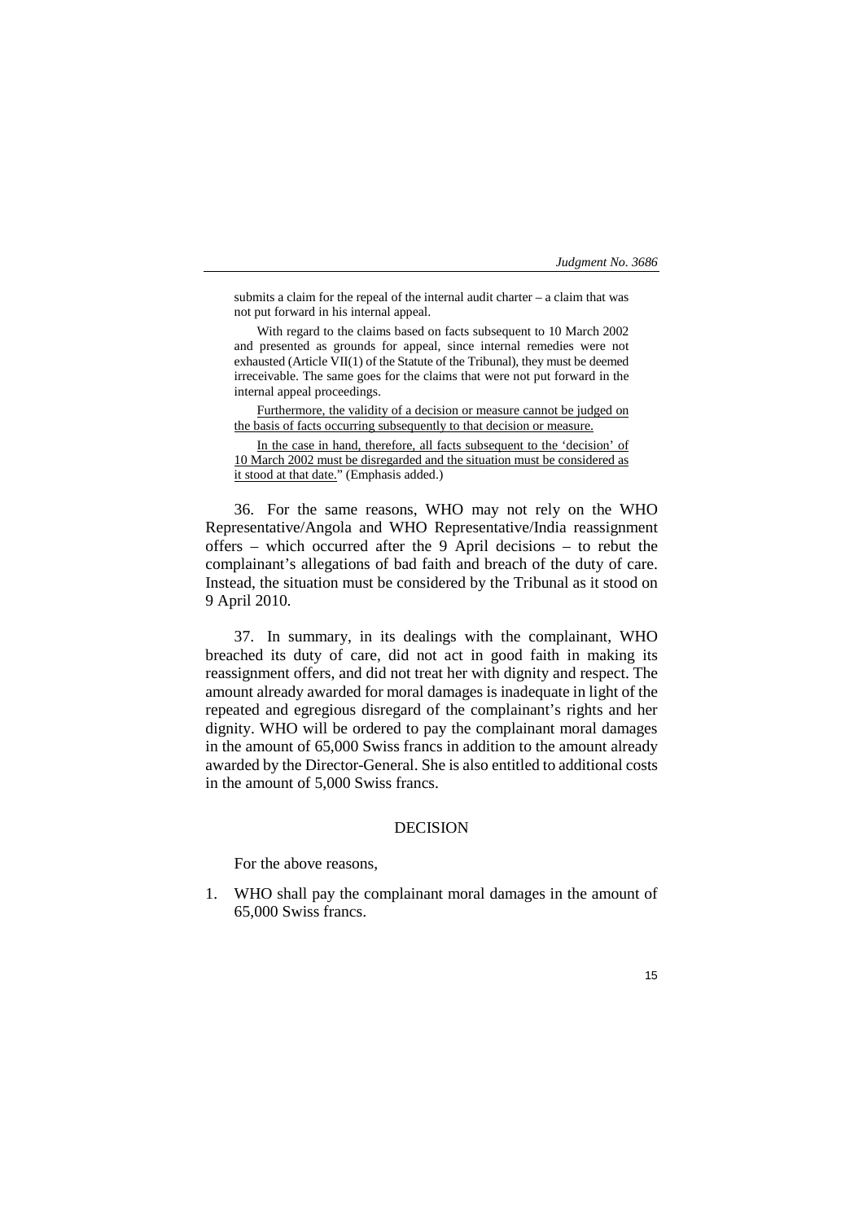submits a claim for the repeal of the internal audit charter – a claim that was not put forward in his internal appeal.

With regard to the claims based on facts subsequent to 10 March 2002 and presented as grounds for appeal, since internal remedies were not exhausted (Article VII(1) of the Statute of the Tribunal), they must be deemed irreceivable. The same goes for the claims that were not put forward in the internal appeal proceedings.

<u>Furthermore, the validity of a decision or measure cannot be judged on the basis of facts occurring subsequently to that decision or measure.</u>

<u>In the case in hand, therefore, all facts subsequent to the 'decision' of 10 March 2002 must be disregarded and the situation must be considered as it stood at that date.</u>" (Emphasis added.)

36. For the same reasons, WHO may not rely on the WHO Representative/Angola and WHO Representative/India reassignment offers – which occurred after the 9 April decisions – to rebut the complainant's allegations of bad faith and breach of the duty of care. Instead, the situation must be considered by the Tribunal as it stood on 9 April 2010.

37. In summary, in its dealings with the complainant, WHO breached its duty of care, did not act in good faith in making its reassignment offers, and did not treat her with dignity and respect. The amount already awarded for moral damages is inadequate in light of the repeated and egregious disregard of the complainant's rights and her dignity. WHO will be ordered to pay the complainant moral damages in the amount of 65,000 Swiss francs in addition to the amount already awarded by the Director-General. She is also entitled to additional costs in the amount of 5,000 Swiss francs.

## DECISION

For the above reasons,

1. WHO shall pay the complainant moral damages in the amount of 65,000 Swiss francs.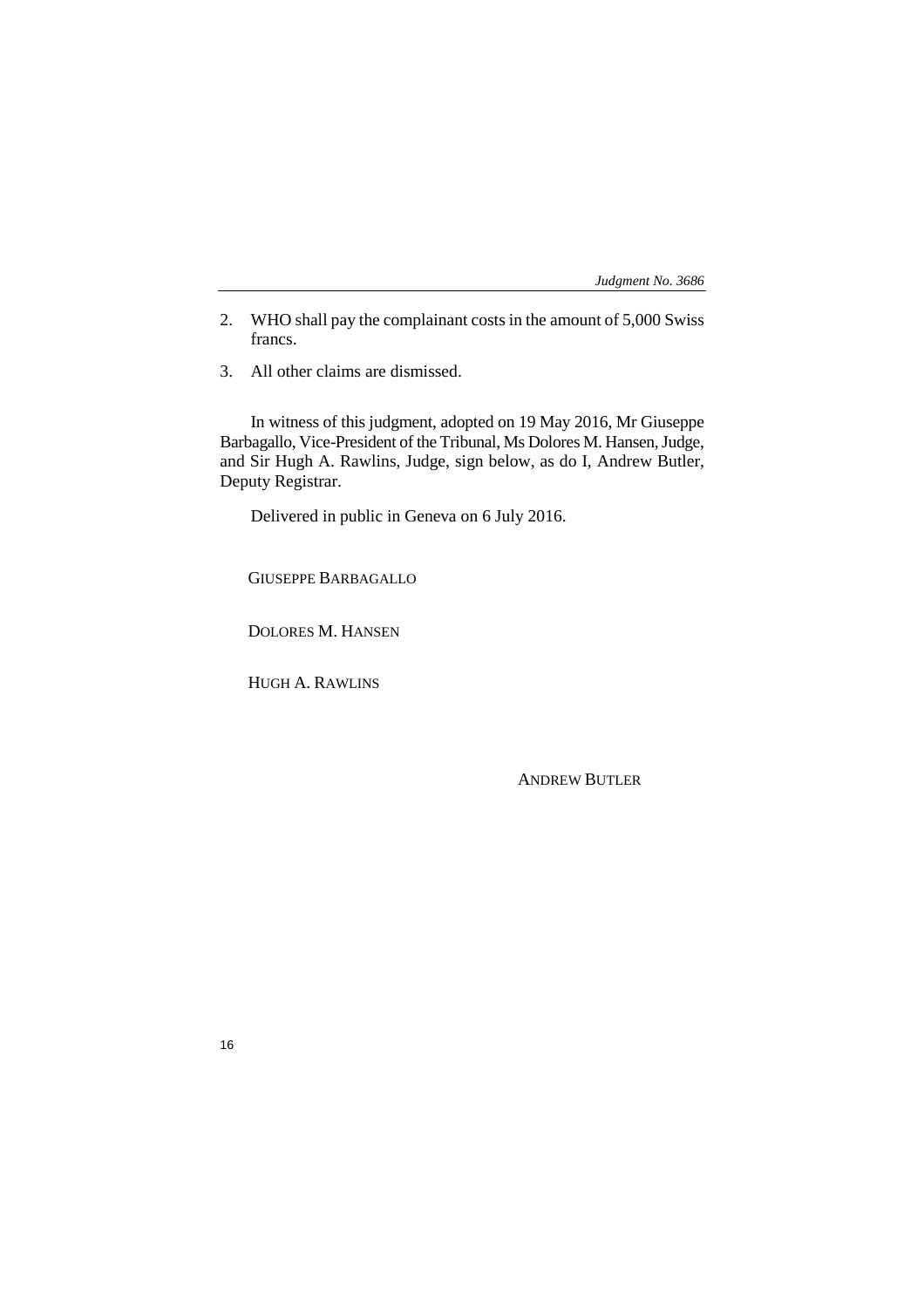2. WHO shall pay the complainant costs in the amount of 5,000 Swiss francs.

3. All other claims are dismissed.

In witness of this judgment, adopted on 19 May 2016, Mr Giuseppe Barbagallo, Vice-President of the Tribunal, Ms Dolores M. Hansen, Judge, and Sir Hugh A. Rawlins, Judge, sign below, as do I, Andrew Butler, Deputy Registrar.

Delivered in public in Geneva on 6 July 2016.

GIUSEPPE BARBAGALLO

DOLORES M. HANSEN

HUGH A. RAWLINS

ANDREW BUTLER